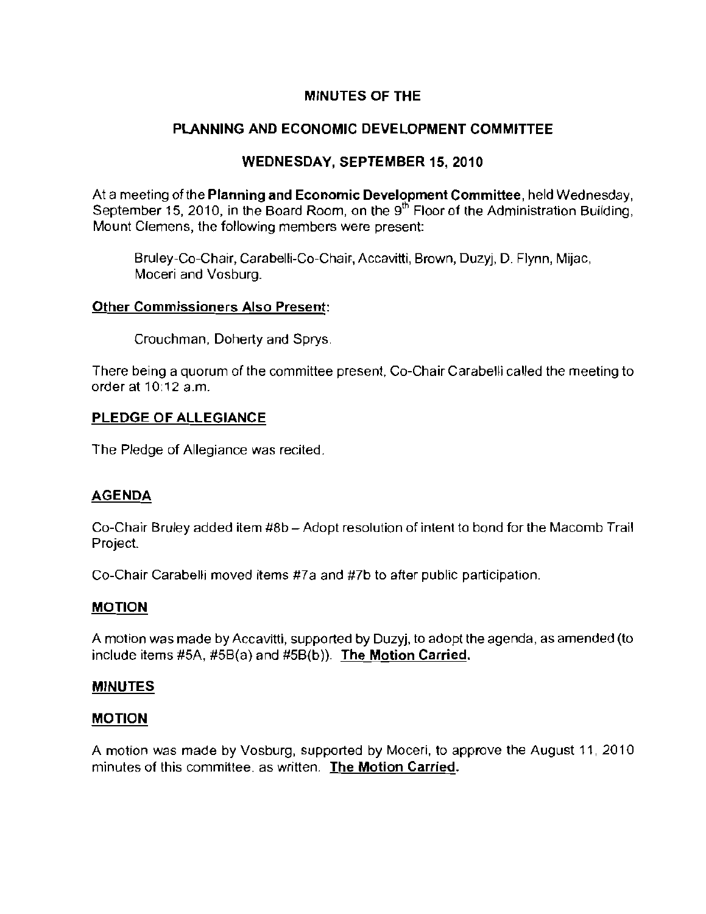# MINUTES OF THE

## PLANNING AND ECONOMIC DEVELOPMENT COMMITTEE

## WEDNESDAY, SEPTEMBER 15, 2010

At a meeting of the **Planning and Economic Development Committee**, held Wednesday, September 15, 2010, in the Board Room, on the 9th Floor of the Administration Building, Mount Clemens, the following members were present:

Bruley-Co-Chair, Carabelli-Co-Chair, Accavitti, Brown, Duzyj, D. Flynn, Mijac, Moceri and Vosburg.

**Other Commissioners Also Present:**

Crouchman, Doherty and Sprys.

There being a quorum of the committee present, Co-Chair Carabelli called the meeting to order at 10:12 a.m.

**PLEDGE OF ALLEGIANCE**

The Pledge of Allegiance was recited.

**AGENDA**

Co-Chair Bruley added item #8b – Adopt resolution of intent to bond for the Macomb Trail Project.

Co-Chair Carabelli moved items #7a and #7b to after public participation.

**MOTION**

A motion was made by Accavitti, supported by Duzyj, to adopt the agenda, as amended (to include items #5A, #5B(a) and #5B(b)). **The Motion Carried.**

**MINUTES**

**MOTION**

A motion was made by Vosburg, supported by Moceri, to approve the August 11, 2010 minutes of this committee, as written. **The Motion Carried.**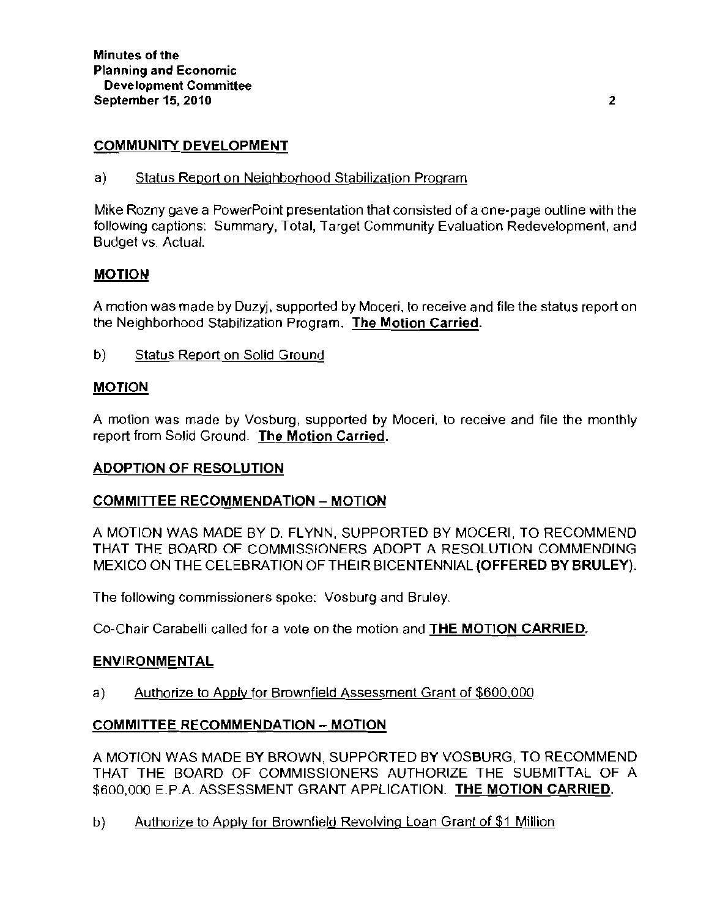## COMMUNITY DEVELOPMENT

a) Status Report on Neighborhood Stabilization Program

Mike Rozny gave a PowerPoint presentation that consisted of a one-page outline with the following captions: Summary, Total, Target Community Evaluation Redevelopment, and Budget vs. Actual.

### MOTION

A motion was made by Duzyj, supported by Moceri, to receive and file the status report on the Neighborhood Stabilization Program. **The Motion Carried.**

b) Status Report on Solid Ground

### MOTION

A motion was made by Vosburg, supported by Moceri, to receive and file the monthly report from Solid Ground. **The Motion Carried.**

## ADOPTION OF RESOLUTION

### COMMITTEE RECOMMENDATION – MOTION

A MOTION WAS MADE BY D. FLYNN, SUPPORTED BY MOCERI, TO RECOMMEND THAT THE BOARD OF COMMISSIONERS ADOPT A RESOLUTION COMMENDING MEXICO ON THE CELEBRATION OF THEIR BICENTENNIAL **(OFFERED BY BRULEY)**.

The following commissioners spoke: Vosburg and Bruley.

Co-Chair Carabelli called for a vote on the motion and **THE MOTION CARRIED.**

## ENVIRONMENTAL

a) Authorize to Apply for Brownfield Assessment Grant of $600,000

### COMMITTEE RECOMMENDATION – MOTION

A MOTION WAS MADE BY BROWN, SUPPORTED BY VOSBURG, TO RECOMMEND THAT THE BOARD OF COMMISSIONERS AUTHORIZE THE SUBMITTAL OF A $600,000 E.P.A. ASSESSMENT GRANT APPLICATION. **THE MOTION CARRIED.**

b) Authorize to Apply for Brownfield Revolving Loan Grant of $1 Million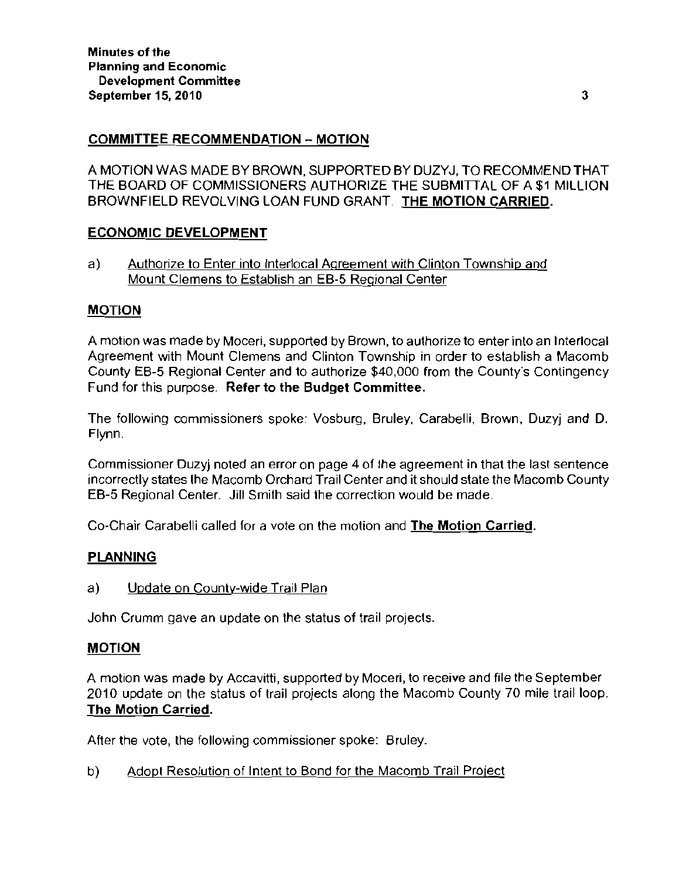## COMMITTEE RECOMMENDATION – MOTION

A MOTION WAS MADE BY BROWN, SUPPORTED BY DUZYJ, TO RECOMMEND THAT THE BOARD OF COMMISSIONERS AUTHORIZE THE SUBMITTAL OF A $1 MILLION BROWNFIELD REVOLVING LOAN FUND GRANT. **THE MOTION CARRIED.**

## ECONOMIC DEVELOPMENT

a) Authorize to Enter into Interlocal Agreement with Clinton Township and Mount Clemens to Establish an EB-5 Regional Center

## MOTION

A motion was made by Moceri, supported by Brown, to authorize to enter into an Interlocal Agreement with Mount Clemens and Clinton Township in order to establish a Macomb County EB-5 Regional Center and to authorize $40,000 from the County's Contingency Fund for this purpose. **Refer to the Budget Committee.**

The following commissioners spoke: Vosburg, Bruley, Carabelli, Brown, Duzyj and D. Flynn.

Commissioner Duzyj noted an error on page 4 of the agreement in that the last sentence incorrectly states the Macomb Orchard Trail Center and it should state the Macomb County EB-5 Regional Center. Jill Smith said the correction would be made.

Co-Chair Carabelli called for a vote on the motion and **The Motion Carried.**

## PLANNING

a) Update on County-wide Trail Plan

John Crumm gave an update on the status of trail projects.

## MOTION

A motion was made by Accavitti, supported by Moceri, to receive and file the September 2010 update on the status of trail projects along the Macomb County 70 mile trail loop. **The Motion Carried.**

After the vote, the following commissioner spoke: Bruley.

b) Adopt Resolution of Intent to Bond for the Macomb Trail Project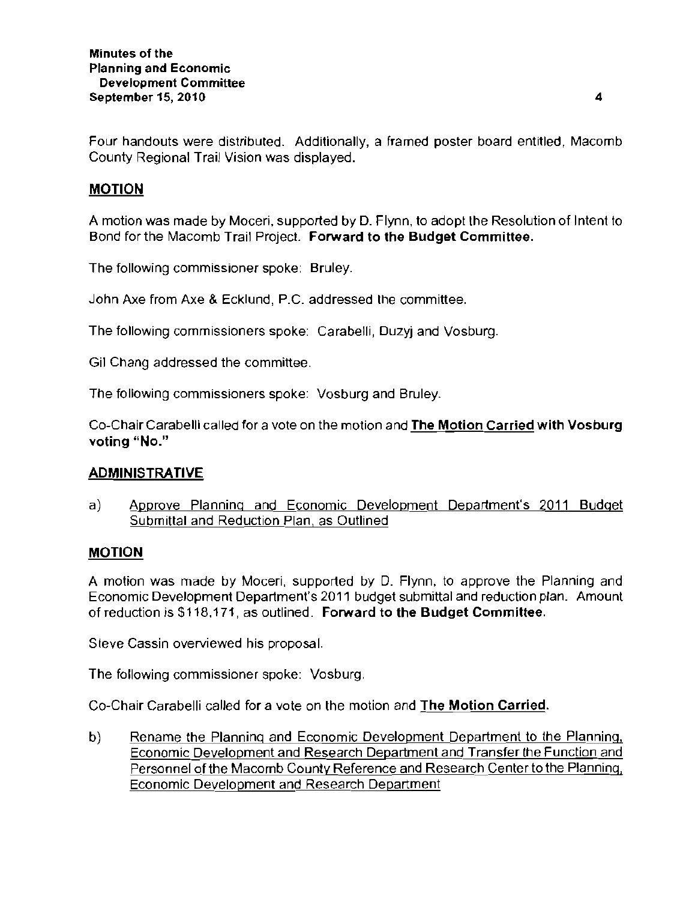Four handouts were distributed. Additionally, a framed poster board entitled, Macomb County Regional Trail Vision was displayed.

## MOTION

A motion was made by Moceri, supported by D. Flynn, to adopt the Resolution of Intent to Bond for the Macomb Trail Project. **Forward to the Budget Committee.**

The following commissioner spoke: Bruley.

John Axe from Axe & Ecklund, P.C. addressed the committee.

The following commissioners spoke: Carabelli, Duzyj and Vosburg.

Gil Chang addressed the committee.

The following commissioners spoke: Vosburg and Bruley.

Co-Chair Carabelli called for a vote on the motion and **The Motion Carried with Vosburg voting "No."**

## ADMINISTRATIVE

a) Approve Planning and Economic Development Department's 2011 Budget Submittal and Reduction Plan, as Outlined

## MOTION

A motion was made by Moceri, supported by D. Flynn, to approve the Planning and Economic Development Department's 2011 budget submittal and reduction plan. Amount of reduction is $118,171, as outlined. **Forward to the Budget Committee.**

Steve Cassin overviewed his proposal.

The following commissioner spoke: Vosburg.

Co-Chair Carabelli called for a vote on the motion and **The Motion Carried.**

b) Rename the Planning and Economic Development Department to the Planning, Economic Development and Research Department and Transfer the Function and Personnel of the Macomb County Reference and Research Center to the Planning, Economic Development and Research Department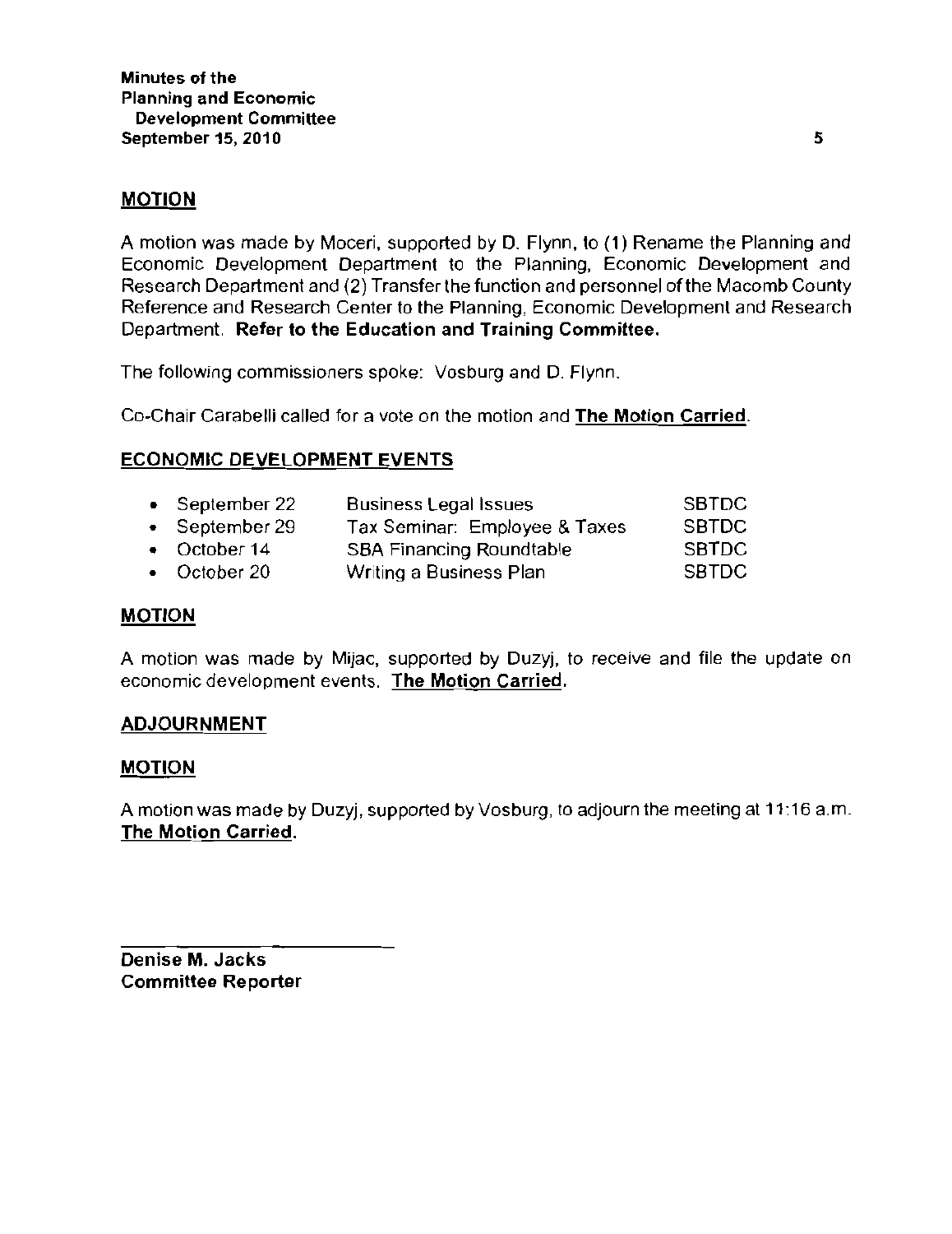## MOTION

A motion was made by Moceri, supported by D. Flynn, to (1) Rename the Planning and Economic Development Department to the Planning, Economic Development and Research Department and (2) Transfer the function and personnel of the Macomb County Reference and Research Center to the Planning, Economic Development and Research Department. **Refer to the Education and Training Committee.**

The following commissioners spoke: Vosburg and D. Flynn.

Co-Chair Carabelli called for a vote on the motion and **The Motion Carried**.

## ECONOMIC DEVELOPMENT EVENTS

| | | |
|---|---|---|
| • September 22 | Business Legal Issues | SBTDC |
| • September 29 | Tax Seminar: Employee & Taxes | SBTDC |
| • October 14 | SBA Financing Roundtable | SBTDC |
| • October 20 | Writing a Business Plan | SBTDC |

## MOTION

A motion was made by Mijac, supported by Duzyj, to receive and file the update on economic development events. **The Motion Carried.**

## ADJOURNMENT

## MOTION

A motion was made by Duzyj, supported by Vosburg, to adjourn the meeting at 11:16 a.m. **The Motion Carried.**

______________________

**Denise M. Jacks**
**Committee Reporter**